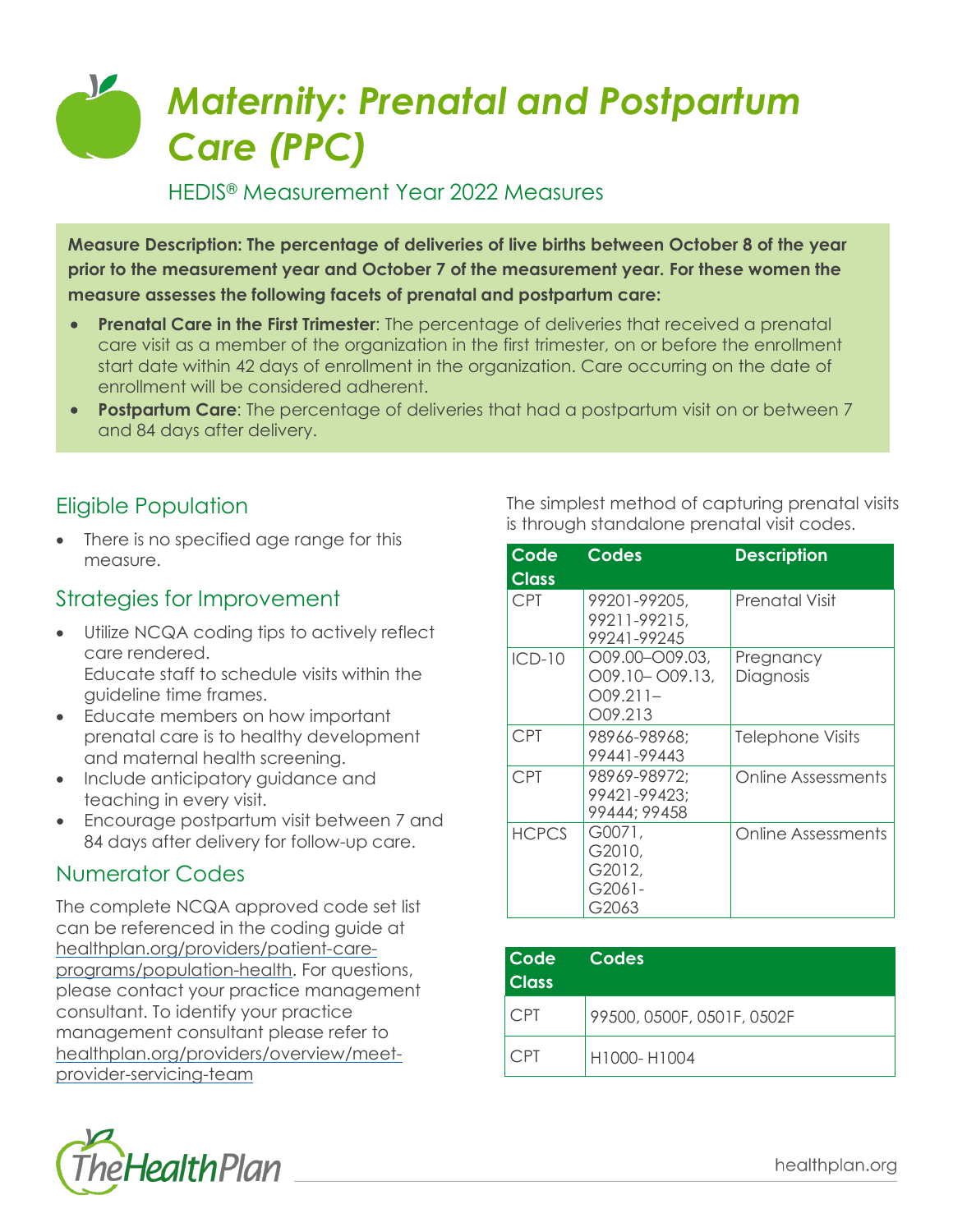# Maternity: Prenatal and Postpartum Care (PPC)

HEDIS® Measurement Year 2022 Measures

**Measure Description: The percentage of deliveries of live births between October 8 of the year prior to the measurement year and October 7 of the measurement year. For these women the measure assesses the following facets of prenatal and postpartum care:**

- **Prenatal Care in the First Trimester**: The percentage of deliveries that received a prenatal care visit as a member of the organization in the first trimester, on or before the enrollment start date within 42 days of enrollment in the organization. Care occurring on the date of enrollment will be considered adherent.
- **Postpartum Care**: The percentage of deliveries that had a postpartum visit on or between 7 and 84 days after delivery.

## Eligible Population

- There is no specified age range for this measure.

## Strategies for Improvement

- Utilize NCQA coding tips to actively reflect care rendered. Educate staff to schedule visits within the guideline time frames.
- Educate members on how important prenatal care is to healthy development and maternal health screening.
- Include anticipatory guidance and teaching in every visit.
- Encourage postpartum visit between 7 and 84 days after delivery for follow-up care.

## Numerator Codes

The complete NCQA approved code set list can be referenced in the coding guide at healthplan.org/providers/patient-care-programs/population-health. For questions, please contact your practice management consultant. To identify your practice management consultant please refer to healthplan.org/providers/overview/meet-provider-servicing-team

The simplest method of capturing prenatal visits is through standalone prenatal visit codes.

| Code Class | Codes | Description |
|---|---|---|
| CPT | 99201-99205, 99211-99215, 99241-99245 | Prenatal Visit |
| ICD-10 | O09.00–O09.03, O09.10– O09.13, O09.211–O09.213 | Pregnancy Diagnosis |
| CPT | 98966-98968; 99441-99443 | Telephone Visits |
| CPT | 98969-98972; 99421-99423; 99444; 99458 | Online Assessments |
| HCPCS | G0071, G2010, G2012, G2061-G2063 | Online Assessments |

| Code Class | Codes |
|---|---|
| CPT | 99500, 0500F, 0501F, 0502F |
| CPT | H1000- H1004 |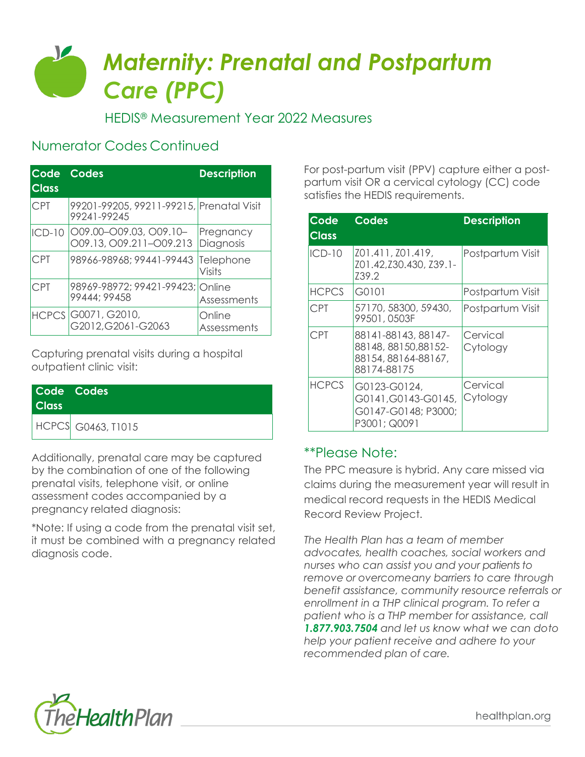# Maternity: Prenatal and Postpartum Care (PPC)

HEDIS® Measurement Year 2022 Measures

## Numerator Codes Continued

| Code Class | Codes | Description |
|---|---|---|
| CPT | 99201-99205, 99211-99215, 99241-99245 | Prenatal Visit |
| ICD-10 | O09.00–O09.03, O09.10–O09.13, O09.211–O09.213 | Pregnancy Diagnosis |
| CPT | 98966-98968; 99441-99443 | Telephone Visits |
| CPT | 98969-98972; 99421-99423; 99444; 99458 | Online Assessments |
| HCPCS | G0071, G2010, G2012,G2061-G2063 | Online Assessments |

Capturing prenatal visits during a hospital outpatient clinic visit:

| Code Class | Codes |
|---|---|
| HCPCS | G0463, T1015 |

Additionally, prenatal care may be captured by the combination of one of the following prenatal visits, telephone visit, or online assessment codes accompanied by a pregnancy related diagnosis:

*Note: If using a code from the prenatal visit set, it must be combined with a pregnancy related diagnosis code.

For post-partum visit (PPV) capture either a post-partum visit OR a cervical cytology (CC) code satisfies the HEDIS requirements.

| Code Class | Codes | Description |
|---|---|---|
| ICD-10 | Z01.411, Z01.419, Z01.42,Z30.430, Z39.1-Z39.2 | Postpartum Visit |
| HCPCS | G0101 | Postpartum Visit |
| CPT | 57170, 58300, 59430, 99501, 0503F | Postpartum Visit |
| CPT | 88141-88143, 88147-88148, 88150,88152-88154, 88164-88167, 88174-88175 | Cervical Cytology |
| HCPCS | G0123-G0124, G0141,G0143-G0145, G0147-G0148; P3000; P3001; Q0091 | Cervical Cytology |

## **Please Note:

The PPC measure is hybrid. Any care missed via claims during the measurement year will result in medical record requests in the HEDIS Medical Record Review Project.

*The Health Plan has a team of member advocates, health coaches, social workers and nurses who can assist you and your patients to remove or overcomeany barriers to care through benefit assistance, community resource referrals or enrollment in a THP clinical program. To refer a patient who is a THP member for assistance, call **1.877.903.7504** and let us know what we can doto help your patient receive and adhere to your recommended plan of care.*

TheHealthPlan

healthplan.org